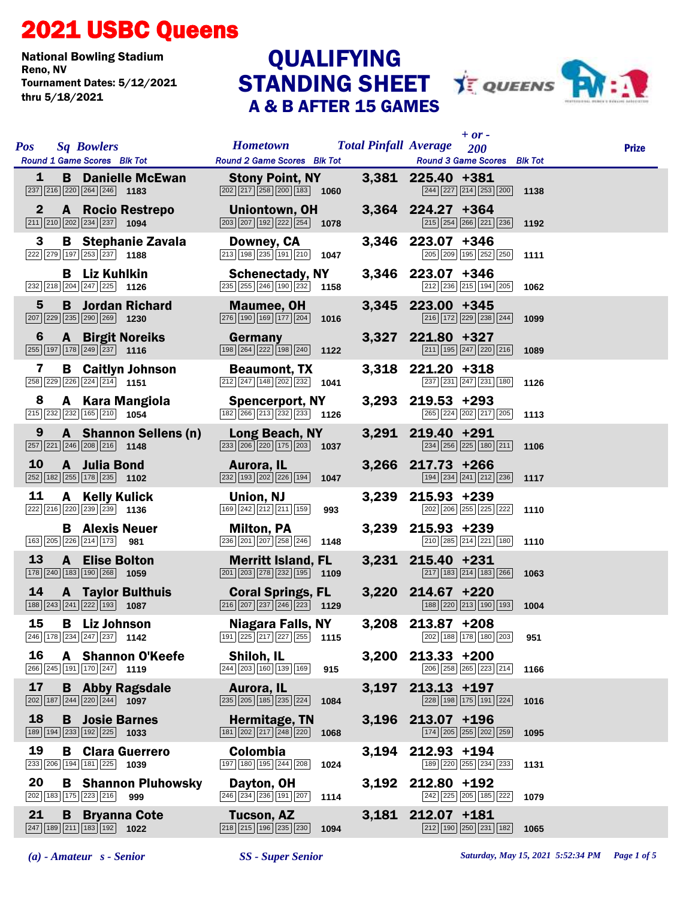# 2021 USBC Queens

**National Bowling Stadium**
**Reno, NV**
**Tournament Dates: 5/12/2021 thru 5/18/2021**

## QUALIFYING STANDING SHEET
### A & B AFTER 15 GAMES

| Pos | Sq | Bowlers | Hometown | Total Pinfall | Average | + or - 200 | Prize |
|---|---|---|---|---|---|---|---|
| | | Round 1 Game Scores / Blk Tot | Round 2 Game Scores / Blk Tot | | Round 3 Game Scores / Blk Tot | | |
| 1 | B | Danielle McEwan | Stony Point, NY | 3,381 | 225.40 | +381 | |
| | | 237 216 220 264 246 — 1183 | 202 217 258 200 183 — 1060 | | 244 227 214 253 200 — 1138 | | |
| 2 | A | Rocio Restrepo | Uniontown, OH | 3,364 | 224.27 | +364 | |
| | | 211 210 202 234 237 — 1094 | 203 207 192 222 254 — 1078 | | 215 254 266 221 236 — 1192 | | |
| 3 | B | Stephanie Zavala | Downey, CA | 3,346 | 223.07 | +346 | |
| | | 222 279 197 253 237 — 1188 | 213 198 235 191 210 — 1047 | | 205 209 195 252 250 — 1111 | | |
| | B | Liz Kuhlkin | Schenectady, NY | 3,346 | 223.07 | +346 | |
| | | 232 218 204 247 225 — 1126 | 235 255 246 190 232 — 1158 | | 212 236 215 194 205 — 1062 | | |
| 5 | B | Jordan Richard | Maumee, OH | 3,345 | 223.00 | +345 | |
| | | 207 229 235 290 269 — 1230 | 276 190 169 177 204 — 1016 | | 216 172 229 238 244 — 1099 | | |
| 6 | A | Birgit Noreiks | Germany | 3,327 | 221.80 | +327 | |
| | | 255 197 178 249 237 — 1116 | 198 264 222 198 240 — 1122 | | 211 195 247 220 216 — 1089 | | |
| 7 | B | Caitlyn Johnson | Beaumont, TX | 3,318 | 221.20 | +318 | |
| | | 258 229 226 224 214 — 1151 | 212 247 148 202 232 — 1041 | | 237 231 247 231 180 — 1126 | | |
| 8 | A | Kara Mangiola | Spencerport, NY | 3,293 | 219.53 | +293 | |
| | | 215 232 232 165 210 — 1054 | 182 266 213 232 233 — 1126 | | 265 224 202 217 205 — 1113 | | |
| 9 | A | Shannon Sellens (n) | Long Beach, NY | 3,291 | 219.40 | +291 | |
| | | 257 221 246 208 216 — 1148 | 233 206 220 175 203 — 1037 | | 234 256 225 180 211 — 1106 | | |
| 10 | A | Julia Bond | Aurora, IL | 3,266 | 217.73 | +266 | |
| | | 252 182 255 178 235 — 1102 | 232 193 202 226 194 — 1047 | | 194 234 241 212 236 — 1117 | | |
| 11 | A | Kelly Kulick | Union, NJ | 3,239 | 215.93 | +239 | |
| | | 222 216 220 239 239 — 1136 | 169 242 212 211 159 — 993 | | 202 206 255 225 222 — 1110 | | |
| | B | Alexis Neuer | Milton, PA | 3,239 | 215.93 | +239 | |
| | | 163 205 226 214 173 — 981 | 236 201 207 258 246 — 1148 | | 210 285 214 221 180 — 1110 | | |
| 13 | A | Elise Bolton | Merritt Island, FL | 3,231 | 215.40 | +231 | |
| | | 178 240 183 190 268 — 1059 | 201 203 278 232 195 — 1109 | | 217 183 214 183 266 — 1063 | | |
| 14 | A | Taylor Bulthuis | Coral Springs, FL | 3,220 | 214.67 | +220 | |
| | | 188 243 241 222 193 — 1087 | 216 207 237 246 223 — 1129 | | 188 220 213 190 193 — 1004 | | |
| 15 | B | Liz Johnson | Niagara Falls, NY | 3,208 | 213.87 | +208 | |
| | | 246 178 234 247 237 — 1142 | 191 225 217 227 255 — 1115 | | 202 188 178 180 203 — 951 | | |
| 16 | A | Shannon O'Keefe | Shiloh, IL | 3,200 | 213.33 | +200 | |
| | | 266 245 191 170 247 — 1119 | 244 203 160 139 169 — 915 | | 206 258 265 223 214 — 1166 | | |
| 17 | B | Abby Ragsdale | Aurora, IL | 3,197 | 213.13 | +197 | |
| | | 202 187 244 220 244 — 1097 | 235 205 185 235 224 — 1084 | | 228 198 175 191 224 — 1016 | | |
| 18 | B | Josie Barnes | Hermitage, TN | 3,196 | 213.07 | +196 | |
| | | 189 194 233 192 225 — 1033 | 181 202 217 248 220 — 1068 | | 174 205 255 202 259 — 1095 | | |
| 19 | B | Clara Guerrero | Colombia | 3,194 | 212.93 | +194 | |
| | | 233 206 194 181 225 — 1039 | 197 180 195 244 208 — 1024 | | 189 220 255 234 233 — 1131 | | |
| 20 | B | Shannon Pluhowsky | Dayton, OH | 3,192 | 212.80 | +192 | |
| | | 202 183 175 223 216 — 999 | 246 234 236 191 207 — 1114 | | 242 225 205 185 222 — 1079 | | |
| 21 | B | Bryanna Cote | Tucson, AZ | 3,181 | 212.07 | +181 | |
| | | 247 189 211 183 192 — 1022 | 218 215 196 235 230 — 1094 | | 212 190 250 231 182 — 1065 | | |

*(a) - Amateur   s - Senior*   *SS - Super Senior*

*Saturday, May 15, 2021 5:52:34 PM*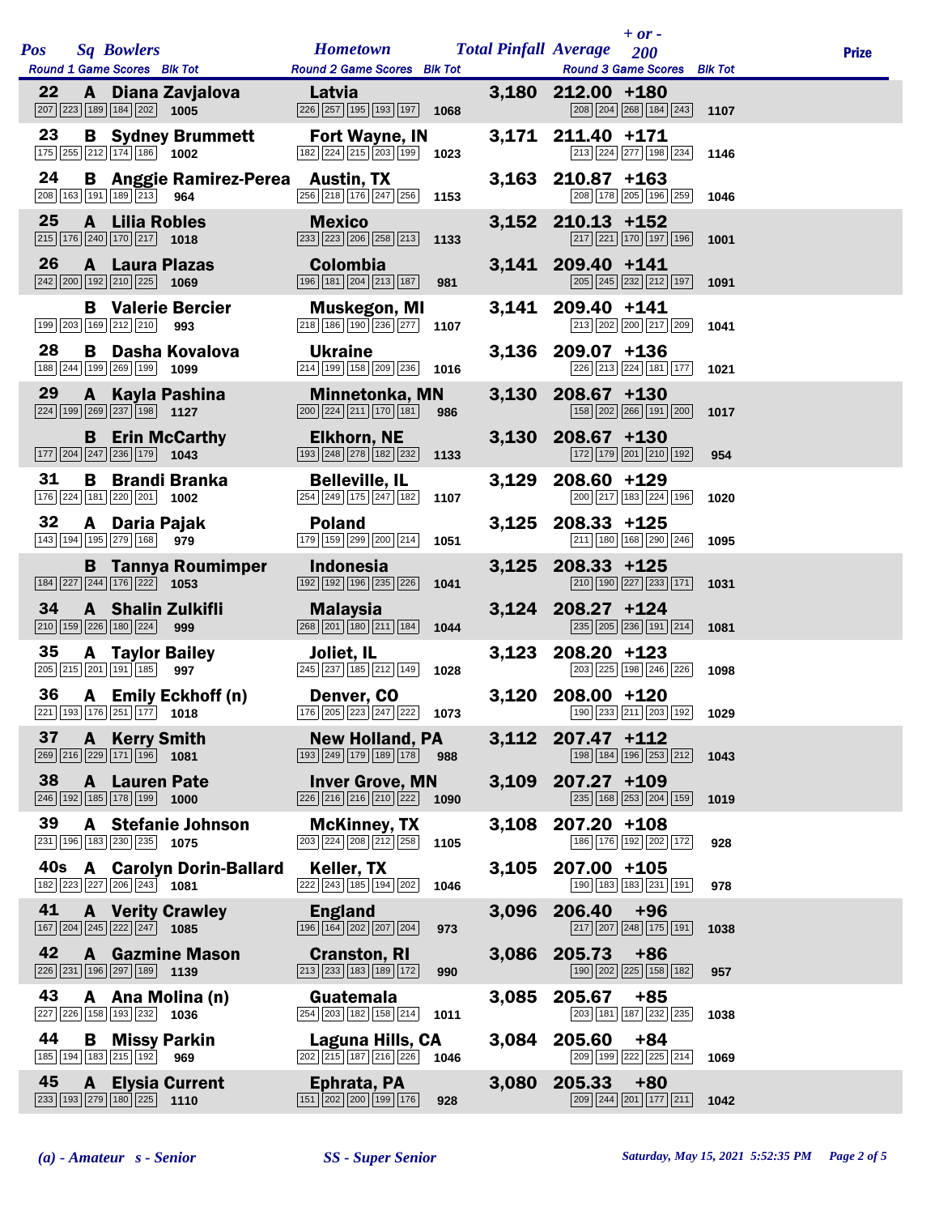| Pos | Sq | Bowlers | Hometown | Round 1 Game Scores | Blk Tot | Round 2 Game Scores | Blk Tot | Round 3 Game Scores | Blk Tot | Total Pinfall | Average | + or - 200 | Prize |
|---|---|---|---|---|---|---|---|---|---|---|---|---|---|
| 22 | A | Diana Zavjalova | Latvia | 207 223 189 184 202 | 1005 | 226 257 195 193 197 | 1068 | 208 204 268 184 243 | 1107 | 3,180 | 212.00 | +180 | |
| 23 | B | Sydney Brummett | Fort Wayne, IN | 175 255 212 174 186 | 1002 | 182 224 215 203 199 | 1023 | 213 224 277 198 234 | 1146 | 3,171 | 211.40 | +171 | |
| 24 | B | Anggie Ramirez-Perea | Austin, TX | 208 163 191 189 213 | 964 | 256 218 176 247 256 | 1153 | 208 178 205 196 259 | 1046 | 3,163 | 210.87 | +163 | |
| 25 | A | Lilia Robles | Mexico | 215 176 240 170 217 | 1018 | 233 223 206 258 213 | 1133 | 217 221 170 197 196 | 1001 | 3,152 | 210.13 | +152 | |
| 26 | A | Laura Plazas | Colombia | 242 200 192 210 225 | 1069 | 196 181 204 213 187 | 981 | 205 245 232 212 197 | 1091 | 3,141 | 209.40 | +141 | |
| | B | Valerie Bercier | Muskegon, MI | 199 203 169 212 210 | 993 | 218 186 190 236 277 | 1107 | 213 202 200 217 209 | 1041 | 3,141 | 209.40 | +141 | |
| 28 | B | Dasha Kovalova | Ukraine | 188 244 199 269 199 | 1099 | 214 199 158 209 236 | 1016 | 226 213 224 181 177 | 1021 | 3,136 | 209.07 | +136 | |
| 29 | A | Kayla Pashina | Minnetonka, MN | 224 199 269 237 198 | 1127 | 200 224 211 170 181 | 986 | 158 202 266 191 200 | 1017 | 3,130 | 208.67 | +130 | |
| | B | Erin McCarthy | Elkhorn, NE | 177 204 247 236 179 | 1043 | 193 248 278 182 232 | 1133 | 172 179 201 210 192 | 954 | 3,130 | 208.67 | +130 | |
| 31 | B | Brandi Branka | Belleville, IL | 176 224 181 220 201 | 1002 | 254 249 175 247 182 | 1107 | 200 217 183 224 196 | 1020 | 3,129 | 208.60 | +129 | |
| 32 | A | Daria Pajak | Poland | 143 194 195 279 168 | 979 | 179 159 299 200 214 | 1051 | 211 180 168 290 246 | 1095 | 3,125 | 208.33 | +125 | |
| | B | Tannya Roumimper | Indonesia | 184 227 244 176 222 | 1053 | 192 192 196 235 226 | 1041 | 210 190 227 233 171 | 1031 | 3,125 | 208.33 | +125 | |
| 34 | A | Shalin Zulkifli | Malaysia | 210 159 226 180 224 | 999 | 268 201 180 211 184 | 1044 | 235 205 236 191 214 | 1081 | 3,124 | 208.27 | +124 | |
| 35 | A | Taylor Bailey | Joliet, IL | 205 215 201 191 185 | 997 | 245 237 185 212 149 | 1028 | 203 225 198 246 226 | 1098 | 3,123 | 208.20 | +123 | |
| 36 | A | Emily Eckhoff (n) | Denver, CO | 221 193 176 251 177 | 1018 | 176 205 223 247 222 | 1073 | 190 233 211 203 192 | 1029 | 3,120 | 208.00 | +120 | |
| 37 | A | Kerry Smith | New Holland, PA | 269 216 229 171 196 | 1081 | 193 249 179 189 178 | 988 | 198 184 196 253 212 | 1043 | 3,112 | 207.47 | +112 | |
| 38 | A | Lauren Pate | Inver Grove, MN | 246 192 185 178 199 | 1000 | 226 216 216 210 222 | 1090 | 235 168 253 204 159 | 1019 | 3,109 | 207.27 | +109 | |
| 39 | A | Stefanie Johnson | McKinney, TX | 231 196 183 230 235 | 1075 | 203 224 208 212 258 | 1105 | 186 176 192 202 172 | 928 | 3,108 | 207.20 | +108 | |
| 40s | A | Carolyn Dorin-Ballard | Keller, TX | 182 223 227 206 243 | 1081 | 222 243 185 194 202 | 1046 | 190 183 183 231 191 | 978 | 3,105 | 207.00 | +105 | |
| 41 | A | Verity Crawley | England | 167 204 245 222 247 | 1085 | 196 164 202 207 204 | 973 | 217 207 248 175 191 | 1038 | 3,096 | 206.40 | +96 | |
| 42 | A | Gazmine Mason | Cranston, RI | 226 231 196 297 189 | 1139 | 213 233 183 189 172 | 990 | 190 202 225 158 182 | 957 | 3,086 | 205.73 | +86 | |
| 43 | A | Ana Molina (n) | Guatemala | 227 226 158 193 232 | 1036 | 254 203 182 158 214 | 1011 | 203 181 187 232 235 | 1038 | 3,085 | 205.67 | +85 | |
| 44 | B | Missy Parkin | Laguna Hills, CA | 185 194 183 215 192 | 969 | 202 215 187 216 226 | 1046 | 209 199 222 225 214 | 1069 | 3,084 | 205.60 | +84 | |
| 45 | A | Elysia Current | Ephrata, PA | 233 193 279 180 225 | 1110 | 151 202 200 199 176 | 928 | 209 244 201 177 211 | 1042 | 3,080 | 205.33 | +80 | |

*(a) - Amateur s - Senior* *SS - Super Senior*

*Saturday, May 15, 2021 5:52:35 PM*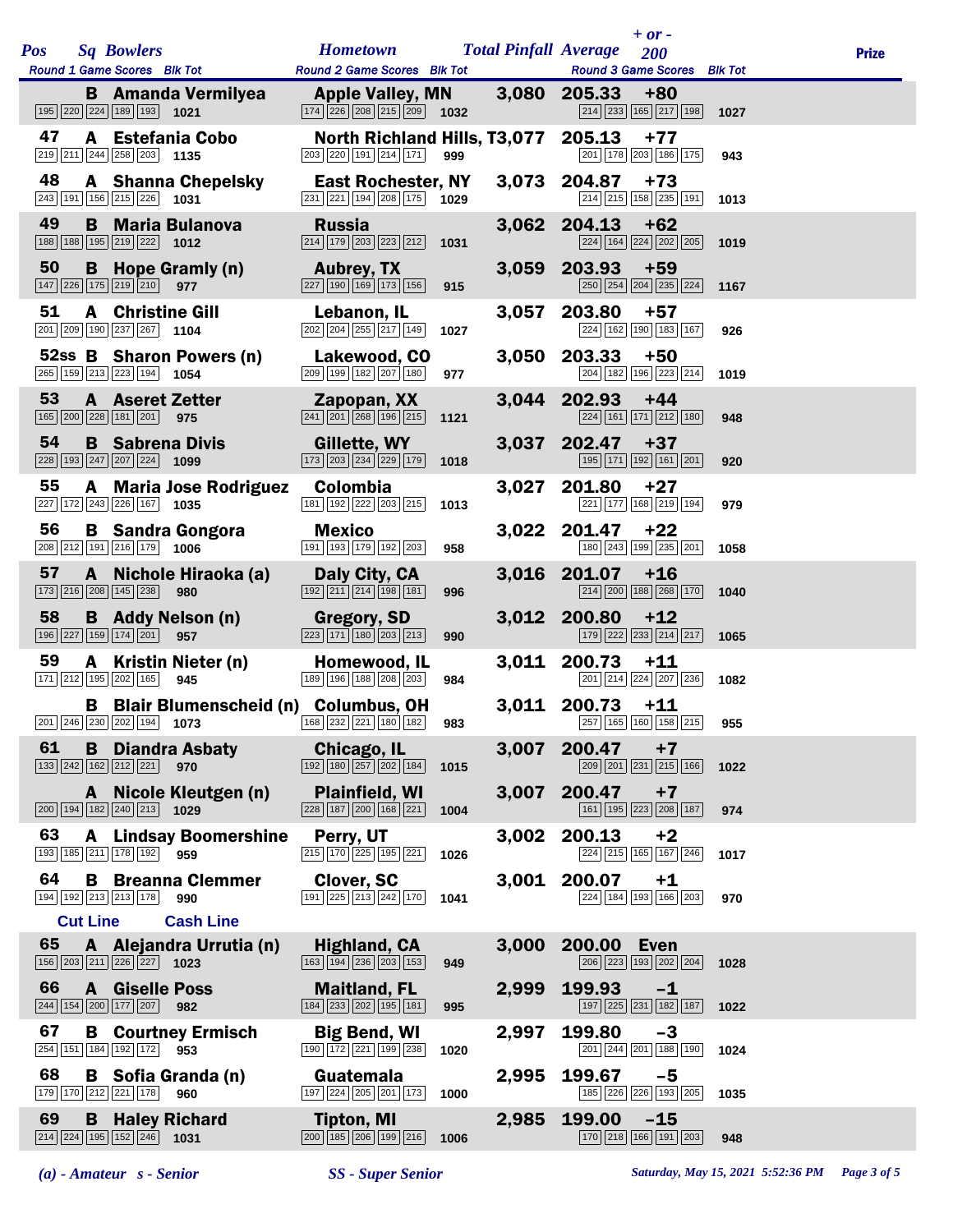| Pos | Sq | Bowlers | Hometown | Total Pinfall | Average | + or - 200 | Prize |
|---|---|---|---|---|---|---|---|
| | | Round 1 Game Scores / Blk Tot | Round 2 Game Scores / Blk Tot | | Round 3 Game Scores / Blk Tot | | |
| | B | Amanda Vermilyea | Apple Valley, MN | 3,080 | 205.33 | +80 | |
| | | 195 220 224 189 193 / 1021 | 174 226 208 215 209 / 1032 | | 214 233 165 217 198 / 1027 | | |
| 47 | A | Estefania Cobo | North Richland Hills, T | 3,077 | 205.13 | +77 | |
| | | 219 211 244 258 203 / 1135 | 203 220 191 214 171 / 999 | | 201 178 203 186 175 / 943 | | |
| 48 | A | Shanna Chepelsky | East Rochester, NY | 3,073 | 204.87 | +73 | |
| | | 243 191 156 215 226 / 1031 | 231 221 194 208 175 / 1029 | | 214 215 158 235 191 / 1013 | | |
| 49 | B | Maria Bulanova | Russia | 3,062 | 204.13 | +62 | |
| | | 188 188 195 219 222 / 1012 | 214 179 203 223 212 / 1031 | | 224 164 224 202 205 / 1019 | | |
| 50 | B | Hope Gramly (n) | Aubrey, TX | 3,059 | 203.93 | +59 | |
| | | 147 226 175 219 210 / 977 | 227 190 169 173 156 / 915 | | 250 254 204 235 224 / 1167 | | |
| 51 | A | Christine Gill | Lebanon, IL | 3,057 | 203.80 | +57 | |
| | | 201 209 190 237 267 / 1104 | 202 204 255 217 149 / 1027 | | 224 162 190 183 167 / 926 | | |
| 52ss | B | Sharon Powers (n) | Lakewood, CO | 3,050 | 203.33 | +50 | |
| | | 265 159 213 223 194 / 1054 | 209 199 182 207 180 / 977 | | 204 182 196 223 214 / 1019 | | |
| 53 | A | Aseret Zetter | Zapopan, XX | 3,044 | 202.93 | +44 | |
| | | 165 200 228 181 201 / 975 | 241 201 268 196 215 / 1121 | | 224 161 171 212 180 / 948 | | |
| 54 | B | Sabrena Divis | Gillette, WY | 3,037 | 202.47 | +37 | |
| | | 228 193 247 207 224 / 1099 | 173 203 234 229 179 / 1018 | | 195 171 192 161 201 / 920 | | |
| 55 | A | Maria Jose Rodriguez | Colombia | 3,027 | 201.80 | +27 | |
| | | 227 172 243 226 167 / 1035 | 181 192 222 203 215 / 1013 | | 221 177 168 219 194 / 979 | | |
| 56 | B | Sandra Gongora | Mexico | 3,022 | 201.47 | +22 | |
| | | 208 212 191 216 179 / 1006 | 191 193 179 192 203 / 958 | | 180 243 199 235 201 / 1058 | | |
| 57 | A | Nichole Hiraoka (a) | Daly City, CA | 3,016 | 201.07 | +16 | |
| | | 173 216 208 145 238 / 980 | 192 211 214 198 181 / 996 | | 214 200 188 268 170 / 1040 | | |
| 58 | B | Addy Nelson (n) | Gregory, SD | 3,012 | 200.80 | +12 | |
| | | 196 227 159 174 201 / 957 | 223 171 180 203 213 / 990 | | 179 222 233 214 217 / 1065 | | |
| 59 | A | Kristin Nieter (n) | Homewood, IL | 3,011 | 200.73 | +11 | |
| | | 171 212 195 202 165 / 945 | 189 196 188 208 203 / 984 | | 201 214 224 207 236 / 1082 | | |
| | B | Blair Blumenscheid (n) | Columbus, OH | 3,011 | 200.73 | +11 | |
| | | 201 246 230 202 194 / 1073 | 168 232 221 180 182 / 983 | | 257 165 160 158 215 / 955 | | |
| 61 | B | Diandra Asbaty | Chicago, IL | 3,007 | 200.47 | +7 | |
| | | 133 242 162 212 221 / 970 | 192 180 257 202 184 / 1015 | | 209 201 231 215 166 / 1022 | | |
| | A | Nicole Kleutgen (n) | Plainfield, WI | 3,007 | 200.47 | +7 | |
| | | 200 194 182 240 213 / 1029 | 228 187 200 168 221 / 1004 | | 161 195 223 208 187 / 974 | | |
| 63 | A | Lindsay Boomershine | Perry, UT | 3,002 | 200.13 | +2 | |
| | | 193 185 211 178 192 / 959 | 215 170 225 195 221 / 1026 | | 224 215 165 167 246 / 1017 | | |
| 64 | B | Breanna Clemmer | Clover, SC | 3,001 | 200.07 | +1 | |
| | | 194 192 213 213 178 / 990 | 191 225 213 242 170 / 1041 | | 224 184 193 166 203 / 970 | | |
| | | **Cut Line** / **Cash Line** | | | | | |
| 65 | A | Alejandra Urrutia (n) | Highland, CA | 3,000 | 200.00 | Even | |
| | | 156 203 211 226 227 / 1023 | 163 194 236 203 153 / 949 | | 206 223 193 202 204 / 1028 | | |
| 66 | A | Giselle Poss | Maitland, FL | 2,999 | 199.93 | -1 | |
| | | 244 154 200 177 207 / 982 | 184 233 202 195 181 / 995 | | 197 225 231 182 187 / 1022 | | |
| 67 | B | Courtney Ermisch | Big Bend, WI | 2,997 | 199.80 | -3 | |
| | | 254 151 184 192 172 / 953 | 190 172 221 199 238 / 1020 | | 201 244 201 188 190 / 1024 | | |
| 68 | B | Sofia Granda (n) | Guatemala | 2,995 | 199.67 | -5 | |
| | | 179 170 212 221 178 / 960 | 197 224 205 201 173 / 1000 | | 185 226 226 193 205 / 1035 | | |
| 69 | B | Haley Richard | Tipton, MI | 2,985 | 199.00 | -15 | |
| | | 214 224 195 152 246 / 1031 | 200 185 206 199 216 / 1006 | | 170 218 166 191 203 / 948 | | |

*(a) - Amateur   s - Senior*   *SS - Super Senior*

*Saturday, May 15, 2021 5:52:36 PM*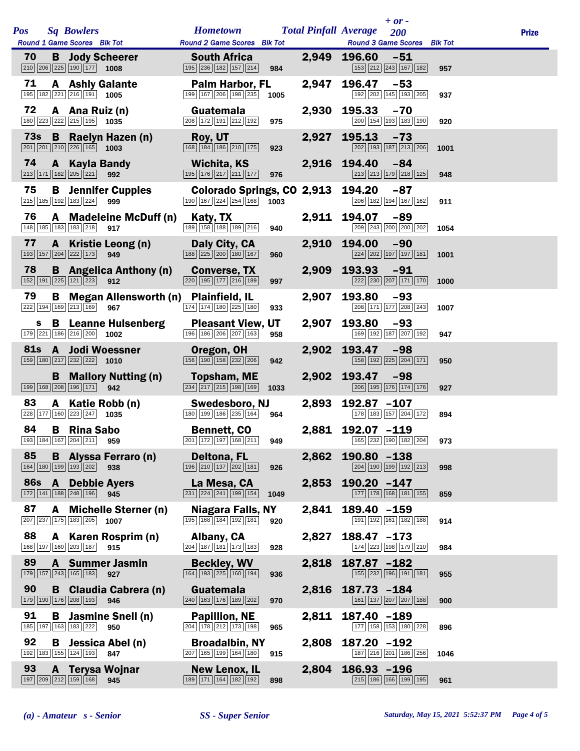| Pos | Sq | Bowlers | Hometown | Total Pinfall | Average | + or - 200 | Prize |
|---|---|---|---|---|---|---|---|
| Round 1 Game Scores | | Blk Tot | Round 2 Game Scores Blk Tot | | Round 3 Game Scores | Blk Tot | |
| 70 | B | Jody Scheerer | South Africa | 2,949 | 196.60 | -51 | |
| 210 206 225 190 177 | | 1008 | 195 236 182 157 214 984 | | 153 212 243 167 182 | 957 | |
| 71 | A | Ashly Galante | Palm Harbor, FL | 2,947 | 196.47 | -53 | |
| 195 182 221 216 191 | | 1005 | 199 167 206 198 235 1005 | | 192 202 145 193 205 | 937 | |
| 72 | A | Ana Ruiz (n) | Guatemala | 2,930 | 195.33 | -70 | |
| 180 223 222 215 195 | | 1035 | 208 172 191 212 192 975 | | 200 154 193 183 190 | 920 | |
| 73s | B | Raelyn Hazen (n) | Roy, UT | 2,927 | 195.13 | -73 | |
| 201 201 210 226 165 | | 1003 | 168 184 186 210 175 923 | | 202 193 187 213 206 | 1001 | |
| 74 | A | Kayla Bandy | Wichita, KS | 2,916 | 194.40 | -84 | |
| 213 171 182 205 221 | | 992 | 195 176 217 211 177 976 | | 213 213 179 218 125 | 948 | |
| 75 | B | Jennifer Cupples | Colorado Springs, CO | 2,913 | 194.20 | -87 | |
| 215 185 192 183 224 | | 999 | 190 167 224 254 168 1003 | | 206 182 194 167 162 | 911 | |
| 76 | A | Madeleine McDuff (n) | Katy, TX | 2,911 | 194.07 | -89 | |
| 148 185 183 183 218 | | 917 | 189 158 188 189 216 940 | | 209 243 200 200 202 | 1054 | |
| 77 | A | Kristie Leong (n) | Daly City, CA | 2,910 | 194.00 | -90 | |
| 193 157 204 222 173 | | 949 | 188 225 200 180 167 960 | | 224 202 197 197 181 | 1001 | |
| 78 | B | Angelica Anthony (n) | Converse, TX | 2,909 | 193.93 | -91 | |
| 152 191 225 121 223 | | 912 | 220 195 177 216 189 997 | | 222 230 207 171 170 | 1000 | |
| 79 | B | Megan Allensworth (n) | Plainfield, IL | 2,907 | 193.80 | -93 | |
| 222 194 169 213 169 | | 967 | 174 174 180 225 180 933 | | 208 171 177 208 243 | 1007 | |
| s | B | Leanne Hulsenberg | Pleasant View, UT | 2,907 | 193.80 | -93 | |
| 179 221 186 216 200 | | 1002 | 196 186 206 207 163 958 | | 169 192 187 207 192 | 947 | |
| 81s | A | Jodi Woessner | Oregon, OH | 2,902 | 193.47 | -98 | |
| 159 180 217 232 222 | | 1010 | 156 190 158 232 206 942 | | 158 192 225 204 171 | 950 | |
| | B | Mallory Nutting (n) | Topsham, ME | 2,902 | 193.47 | -98 | |
| 199 168 208 196 171 | | 942 | 234 217 215 198 169 1033 | | 206 195 176 174 176 | 927 | |
| 83 | A | Katie Robb (n) | Swedesboro, NJ | 2,893 | 192.87 | -107 | |
| 228 177 160 223 247 | | 1035 | 180 199 186 235 164 964 | | 178 183 157 204 172 | 894 | |
| 84 | B | Rina Sabo | Bennett, CO | 2,881 | 192.07 | -119 | |
| 193 184 167 204 211 | | 959 | 201 172 197 168 211 949 | | 165 232 190 182 204 | 973 | |
| 85 | B | Alyssa Ferraro (n) | Deltona, FL | 2,862 | 190.80 | -138 | |
| 164 180 199 193 202 | | 938 | 196 210 137 202 181 926 | | 204 190 199 192 213 | 998 | |
| 86s | A | Debbie Ayers | La Mesa, CA | 2,853 | 190.20 | -147 | |
| 172 141 188 248 196 | | 945 | 231 224 241 199 154 1049 | | 177 178 168 181 155 | 859 | |
| 87 | A | Michelle Sterner (n) | Niagara Falls, NY | 2,841 | 189.40 | -159 | |
| 207 237 175 183 205 | | 1007 | 195 168 184 192 181 920 | | 191 192 161 182 188 | 914 | |
| 88 | A | Karen Rosprim (n) | Albany, CA | 2,827 | 188.47 | -173 | |
| 168 197 160 203 187 | | 915 | 204 187 181 173 183 928 | | 174 223 198 179 210 | 984 | |
| 89 | A | Summer Jasmin | Beckley, WV | 2,818 | 187.87 | -182 | |
| 179 157 243 165 183 | | 927 | 164 193 225 160 194 936 | | 155 232 196 191 181 | 955 | |
| 90 | B | Claudia Cabrera (n) | Guatemala | 2,816 | 187.73 | -184 | |
| 179 190 176 208 193 | | 946 | 240 163 176 189 202 970 | | 161 137 207 207 188 | 900 | |
| 91 | B | Jasmine Snell (n) | Papillion, NE | 2,811 | 187.40 | -189 | |
| 185 197 163 183 222 | | 950 | 204 178 212 173 198 965 | | 177 158 153 180 228 | 896 | |
| 92 | B | Jessica Abel (n) | Broadalbin, NY | 2,808 | 187.20 | -192 | |
| 192 183 155 124 193 | | 847 | 207 165 199 164 180 915 | | 187 216 201 186 256 | 1046 | |
| 93 | A | Terysa Wojnar | New Lenox, IL | 2,804 | 186.93 | -196 | |
| 197 209 212 159 168 | | 945 | 189 171 164 182 192 898 | | 215 186 166 199 195 | 961 | |

*(a) - Amateur s - Senior* *SS - Super Senior* *Saturday, May 15, 2021 5:52:37 PM*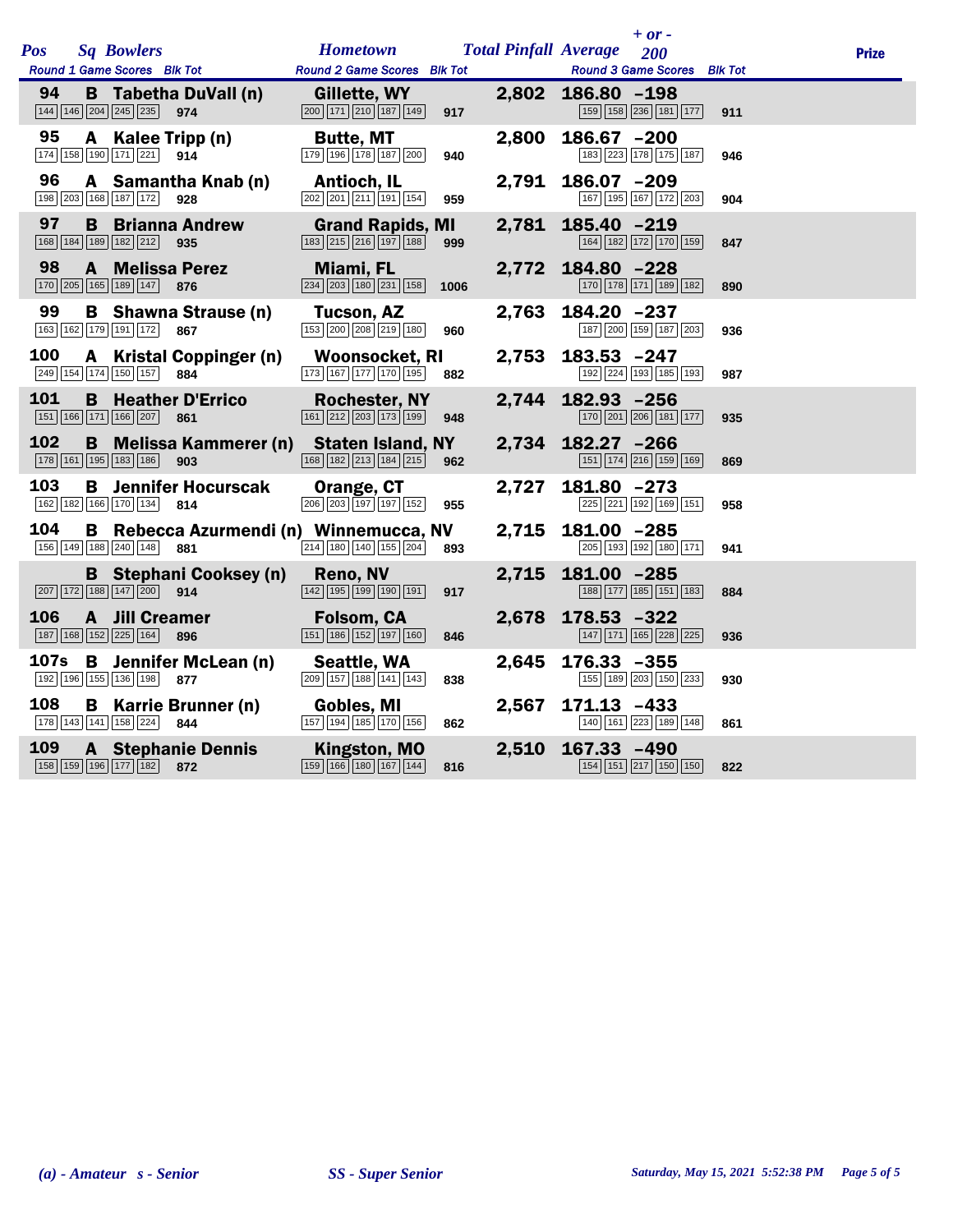| Pos | Sq | Bowlers | Hometown | Total Pinfall | Average | + or - 200 | Prize |
| --- | --- | --- | --- | --- | --- | --- | --- |
| Round 1 Game Scores | | Blk Tot | Round 2 Game Scores | Blk Tot | Round 3 Game Scores | Blk Tot | |
| 94 | B | Tabetha DuVall (n) | Gillette, WY | 2,802 | 186.80 | -198 | |
| 144 146 204 245 235 | | 974 | 200 171 210 187 149 | 917 | 159 158 236 181 177 | 911 | |
| 95 | A | Kalee Tripp (n) | Butte, MT | 2,800 | 186.67 | -200 | |
| 174 158 190 171 221 | | 914 | 179 196 178 187 200 | 940 | 183 223 178 175 187 | 946 | |
| 96 | A | Samantha Knab (n) | Antioch, IL | 2,791 | 186.07 | -209 | |
| 198 203 168 187 172 | | 928 | 202 201 211 191 154 | 959 | 167 195 167 172 203 | 904 | |
| 97 | B | Brianna Andrew | Grand Rapids, MI | 2,781 | 185.40 | -219 | |
| 168 184 189 182 212 | | 935 | 183 215 216 197 188 | 999 | 164 182 172 170 159 | 847 | |
| 98 | A | Melissa Perez | Miami, FL | 2,772 | 184.80 | -228 | |
| 170 205 165 189 147 | | 876 | 234 203 180 231 158 | 1006 | 170 178 171 189 182 | 890 | |
| 99 | B | Shawna Strause (n) | Tucson, AZ | 2,763 | 184.20 | -237 | |
| 163 162 179 191 172 | | 867 | 153 200 208 219 180 | 960 | 187 200 159 187 203 | 936 | |
| 100 | A | Kristal Coppinger (n) | Woonsocket, RI | 2,753 | 183.53 | -247 | |
| 249 154 174 150 157 | | 884 | 173 167 177 170 195 | 882 | 192 224 193 185 193 | 987 | |
| 101 | B | Heather D'Errico | Rochester, NY | 2,744 | 182.93 | -256 | |
| 151 166 171 166 207 | | 861 | 161 212 203 173 199 | 948 | 170 201 206 181 177 | 935 | |
| 102 | B | Melissa Kammerer (n) | Staten Island, NY | 2,734 | 182.27 | -266 | |
| 178 161 195 183 186 | | 903 | 168 182 213 184 215 | 962 | 151 174 216 159 169 | 869 | |
| 103 | B | Jennifer Hocurscak | Orange, CT | 2,727 | 181.80 | -273 | |
| 162 182 166 170 134 | | 814 | 206 203 197 197 152 | 955 | 225 221 192 169 151 | 958 | |
| 104 | B | Rebecca Azurmendi (n) | Winnemucca, NV | 2,715 | 181.00 | -285 | |
| 156 149 188 240 148 | | 881 | 214 180 140 155 204 | 893 | 205 193 192 180 171 | 941 | |
| | B | Stephani Cooksey (n) | Reno, NV | 2,715 | 181.00 | -285 | |
| 207 172 188 147 200 | | 914 | 142 195 199 190 191 | 917 | 188 177 185 151 183 | 884 | |
| 106 | A | Jill Creamer | Folsom, CA | 2,678 | 178.53 | -322 | |
| 187 168 152 225 164 | | 896 | 151 186 152 197 160 | 846 | 147 171 165 228 225 | 936 | |
| 107s | B | Jennifer McLean (n) | Seattle, WA | 2,645 | 176.33 | -355 | |
| 192 196 155 136 198 | | 877 | 209 157 188 141 143 | 838 | 155 189 203 150 233 | 930 | |
| 108 | B | Karrie Brunner (n) | Gobles, MI | 2,567 | 171.13 | -433 | |
| 178 143 141 158 224 | | 844 | 157 194 185 170 156 | 862 | 140 161 223 189 148 | 861 | |
| 109 | A | Stephanie Dennis | Kingston, MO | 2,510 | 167.33 | -490 | |
| 158 159 196 177 182 | | 872 | 159 166 180 167 144 | 816 | 154 151 217 150 150 | 822 | |

*(a) - Amateur   s - Senior*   *SS - Super Senior*

*Saturday, May 15, 2021 5:52:38 PM*